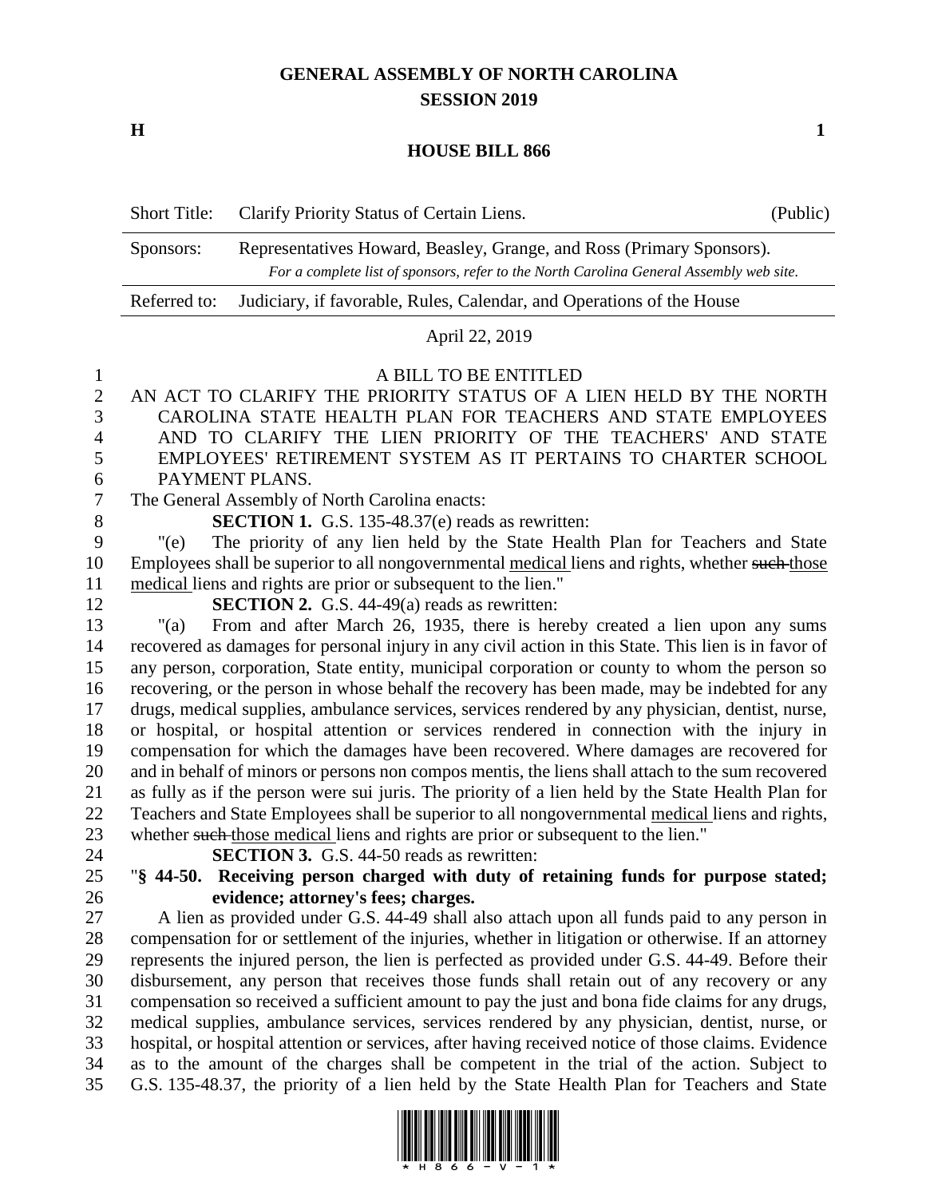# GENERAL ASSEMBLY OF NORTH CAROLINA
## SESSION 2019

**H** **1**

## HOUSE BILL 866

| Short Title: | Clarify Priority Status of Certain Liens. | (Public) |
|---|---|---|
| Sponsors: | Representatives Howard, Beasley, Grange, and Ross (Primary Sponsors). *For a complete list of sponsors, refer to the North Carolina General Assembly web site.* | |
| Referred to: | Judiciary, if favorable, Rules, Calendar, and Operations of the House | |

April 22, 2019

A BILL TO BE ENTITLED

AN ACT TO CLARIFY THE PRIORITY STATUS OF A LIEN HELD BY THE NORTH CAROLINA STATE HEALTH PLAN FOR TEACHERS AND STATE EMPLOYEES AND TO CLARIFY THE LIEN PRIORITY OF THE TEACHERS' AND STATE EMPLOYEES' RETIREMENT SYSTEM AS IT PERTAINS TO CHARTER SCHOOL PAYMENT PLANS.

The General Assembly of North Carolina enacts:

**SECTION 1.** G.S. 135-48.37(e) reads as rewritten:

"(e) The priority of any lien held by the State Health Plan for Teachers and State Employees shall be superior to all nongovernmental <u>medical</u> liens and rights, whether ~~such~~ <u>those medical</u> liens and rights are prior or subsequent to the lien."

**SECTION 2.** G.S. 44-49(a) reads as rewritten:

"(a) From and after March 26, 1935, there is hereby created a lien upon any sums recovered as damages for personal injury in any civil action in this State. This lien is in favor of any person, corporation, State entity, municipal corporation or county to whom the person so recovering, or the person in whose behalf the recovery has been made, may be indebted for any drugs, medical supplies, ambulance services, services rendered by any physician, dentist, nurse, or hospital, or hospital attention or services rendered in connection with the injury in compensation for which the damages have been recovered. Where damages are recovered for and in behalf of minors or persons non compos mentis, the liens shall attach to the sum recovered as fully as if the person were sui juris. The priority of a lien held by the State Health Plan for Teachers and State Employees shall be superior to all nongovernmental <u>medical</u> liens and rights, whether ~~such~~ <u>those medical</u> liens and rights are prior or subsequent to the lien."

**SECTION 3.** G.S. 44-50 reads as rewritten:

"**§ 44-50. Receiving person charged with duty of retaining funds for purpose stated; evidence; attorney's fees; charges.**

A lien as provided under G.S. 44-49 shall also attach upon all funds paid to any person in compensation for or settlement of the injuries, whether in litigation or otherwise. If an attorney represents the injured person, the lien is perfected as provided under G.S. 44-49. Before their disbursement, any person that receives those funds shall retain out of any recovery or any compensation so received a sufficient amount to pay the just and bona fide claims for any drugs, medical supplies, ambulance services, services rendered by any physician, dentist, nurse, or hospital, or hospital attention or services, after having received notice of those claims. Evidence as to the amount of the charges shall be competent in the trial of the action. Subject to G.S. 135-48.37, the priority of a lien held by the State Health Plan for Teachers and State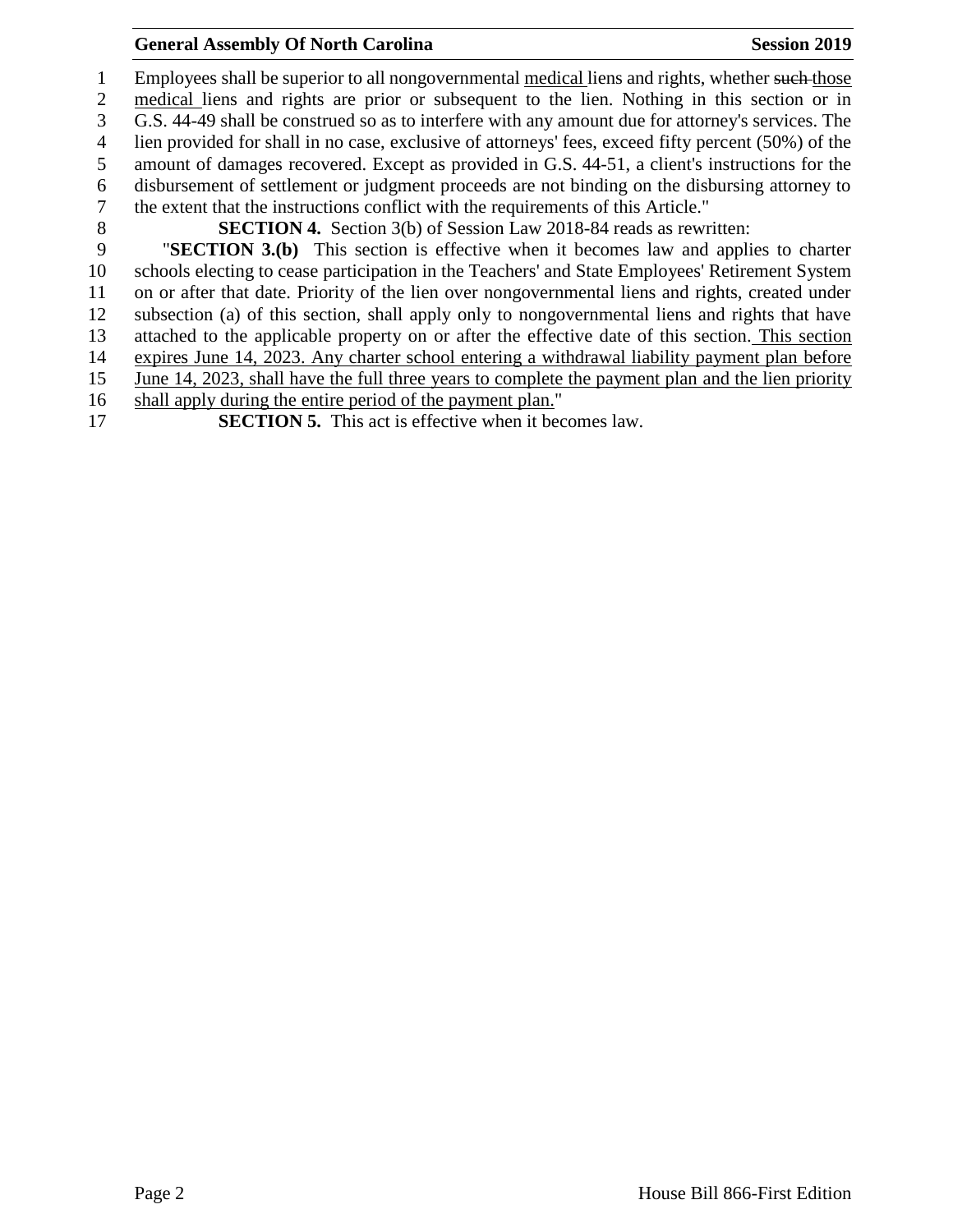Employees shall be superior to all nongovernmental <u>medical</u> liens and rights, whether ~~such~~ <u>those medical</u> liens and rights are prior or subsequent to the lien. Nothing in this section or in G.S. 44-49 shall be construed so as to interfere with any amount due for attorney's services. The lien provided for shall in no case, exclusive of attorneys' fees, exceed fifty percent (50%) of the amount of damages recovered. Except as provided in G.S. 44-51, a client's instructions for the disbursement of settlement or judgment proceeds are not binding on the disbursing attorney to the extent that the instructions conflict with the requirements of this Article."

**SECTION 4.** Section 3(b) of Session Law 2018-84 reads as rewritten:

"**SECTION 3.(b)** This section is effective when it becomes law and applies to charter schools electing to cease participation in the Teachers' and State Employees' Retirement System on or after that date. Priority of the lien over nongovernmental liens and rights, created under subsection (a) of this section, shall apply only to nongovernmental liens and rights that have attached to the applicable property on or after the effective date of this section. <u>This section expires June 14, 2023. Any charter school entering a withdrawal liability payment plan before June 14, 2023, shall have the full three years to complete the payment plan and the lien priority shall apply during the entire period of the payment plan.</u>"

**SECTION 5.** This act is effective when it becomes law.